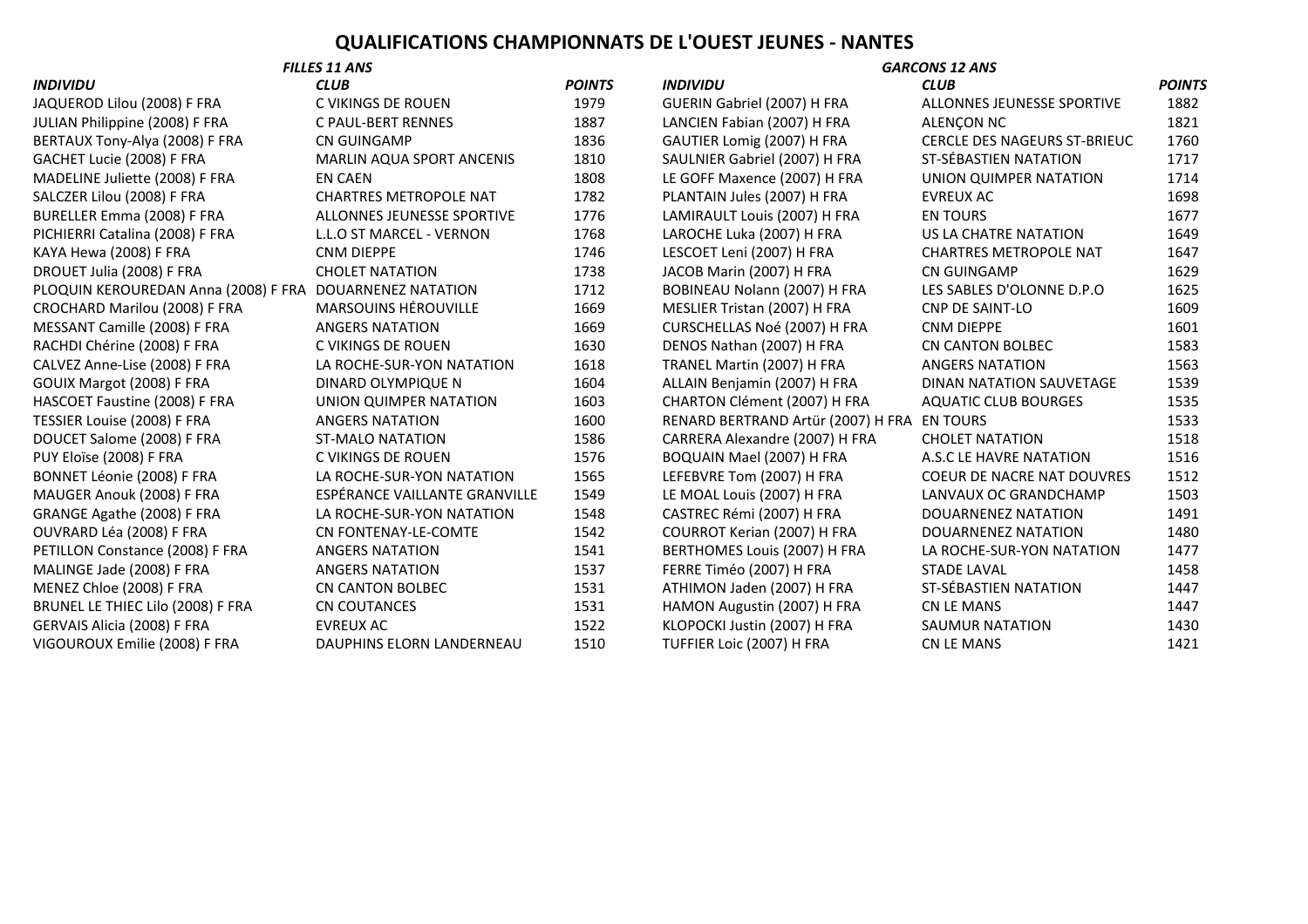# QUALIFICATIONS CHAMPIONNATS DE L'OUEST JEUNES - NANTES

## *FILLES 11 ANS*

| *INDIVIDU* | *CLUB* | *POINTS* |
|---|---|---|
| JAQUEROD Lilou (2008) F FRA | C VIKINGS DE ROUEN | 1979 |
| JULIAN Philippine (2008) F FRA | C PAUL-BERT RENNES | 1887 |
| BERTAUX Tony-Alya (2008) F FRA | CN GUINGAMP | 1836 |
| GACHET Lucie (2008) F FRA | MARLIN AQUA SPORT ANCENIS | 1810 |
| MADELINE Juliette (2008) F FRA | EN CAEN | 1808 |
| SALCZER Lilou (2008) F FRA | CHARTRES METROPOLE NAT | 1782 |
| BURELLER Emma (2008) F FRA | ALLONNES JEUNESSE SPORTIVE | 1776 |
| PICHIERRI Catalina (2008) F FRA | L.L.O ST MARCEL - VERNON | 1768 |
| KAYA Hewa (2008) F FRA | CNM DIEPPE | 1746 |
| DROUET Julia (2008) F FRA | CHOLET NATATION | 1738 |
| PLOQUIN KEROUREDAN Anna (2008) F FRA | DOUARNENEZ NATATION | 1712 |
| CROCHARD Marilou (2008) F FRA | MARSOUINS HÉROUVILLE | 1669 |
| MESSANT Camille (2008) F FRA | ANGERS NATATION | 1669 |
| RACHDI Chérine (2008) F FRA | C VIKINGS DE ROUEN | 1630 |
| CALVEZ Anne-Lise (2008) F FRA | LA ROCHE-SUR-YON NATATION | 1618 |
| GOUIX Margot (2008) F FRA | DINARD OLYMPIQUE N | 1604 |
| HASCOET Faustine (2008) F FRA | UNION QUIMPER NATATION | 1603 |
| TESSIER Louise (2008) F FRA | ANGERS NATATION | 1600 |
| DOUCET Salome (2008) F FRA | ST-MALO NATATION | 1586 |
| PUY Eloïse (2008) F FRA | C VIKINGS DE ROUEN | 1576 |
| BONNET Léonie (2008) F FRA | LA ROCHE-SUR-YON NATATION | 1565 |
| MAUGER Anouk (2008) F FRA | ESPÉRANCE VAILLANTE GRANVILLE | 1549 |
| GRANGE Agathe (2008) F FRA | LA ROCHE-SUR-YON NATATION | 1548 |
| OUVRARD Léa (2008) F FRA | CN FONTENAY-LE-COMTE | 1542 |
| PETILLON Constance (2008) F FRA | ANGERS NATATION | 1541 |
| MALINGE Jade (2008) F FRA | ANGERS NATATION | 1537 |
| MENEZ Chloe (2008) F FRA | CN CANTON BOLBEC | 1531 |
| BRUNEL LE THIEC Lilo (2008) F FRA | CN COUTANCES | 1531 |
| GERVAIS Alicia (2008) F FRA | EVREUX AC | 1522 |
| VIGOUROUX Emilie (2008) F FRA | DAUPHINS ELORN LANDERNEAU | 1510 |

## *GARCONS 12 ANS*

| *INDIVIDU* | *CLUB* | *POINTS* |
|---|---|---|
| GUERIN Gabriel (2007) H FRA | ALLONNES JEUNESSE SPORTIVE | 1882 |
| LANCIEN Fabian (2007) H FRA | ALENÇON NC | 1821 |
| GAUTIER Lomig (2007) H FRA | CERCLE DES NAGEURS ST-BRIEUC | 1760 |
| SAULNIER Gabriel (2007) H FRA | ST-SÉBASTIEN NATATION | 1717 |
| LE GOFF Maxence (2007) H FRA | UNION QUIMPER NATATION | 1714 |
| PLANTAIN Jules (2007) H FRA | EVREUX AC | 1698 |
| LAMIRAULT Louis (2007) H FRA | EN TOURS | 1677 |
| LAROCHE Luka (2007) H FRA | US LA CHATRE NATATION | 1649 |
| LESCOET Leni (2007) H FRA | CHARTRES METROPOLE NAT | 1647 |
| JACOB Marin (2007) H FRA | CN GUINGAMP | 1629 |
| BOBINEAU Nolann (2007) H FRA | LES SABLES D'OLONNE D.P.O | 1625 |
| MESLIER Tristan (2007) H FRA | CNP DE SAINT-LO | 1609 |
| CURSCHELLAS Noé (2007) H FRA | CNM DIEPPE | 1601 |
| DENOS Nathan (2007) H FRA | CN CANTON BOLBEC | 1583 |
| TRANEL Martin (2007) H FRA | ANGERS NATATION | 1563 |
| ALLAIN Benjamin (2007) H FRA | DINAN NATATION SAUVETAGE | 1539 |
| CHARTON Clément (2007) H FRA | AQUATIC CLUB BOURGES | 1535 |
| RENARD BERTRAND Artür (2007) H FRA | EN TOURS | 1533 |
| CARRERA Alexandre (2007) H FRA | CHOLET NATATION | 1518 |
| BOQUAIN Mael (2007) H FRA | A.S.C LE HAVRE NATATION | 1516 |
| LEFEBVRE Tom (2007) H FRA | COEUR DE NACRE NAT DOUVRES | 1512 |
| LE MOAL Louis (2007) H FRA | LANVAUX OC GRANDCHAMP | 1503 |
| CASTREC Rémi (2007) H FRA | DOUARNENEZ NATATION | 1491 |
| COURROT Kerian (2007) H FRA | DOUARNENEZ NATATION | 1480 |
| BERTHOMES Louis (2007) H FRA | LA ROCHE-SUR-YON NATATION | 1477 |
| FERRE Timéo (2007) H FRA | STADE LAVAL | 1458 |
| ATHIMON Jaden (2007) H FRA | ST-SÉBASTIEN NATATION | 1447 |
| HAMON Augustin (2007) H FRA | CN LE MANS | 1447 |
| KLOPOCKI Justin (2007) H FRA | SAUMUR NATATION | 1430 |
| TUFFIER Loic (2007) H FRA | CN LE MANS | 1421 |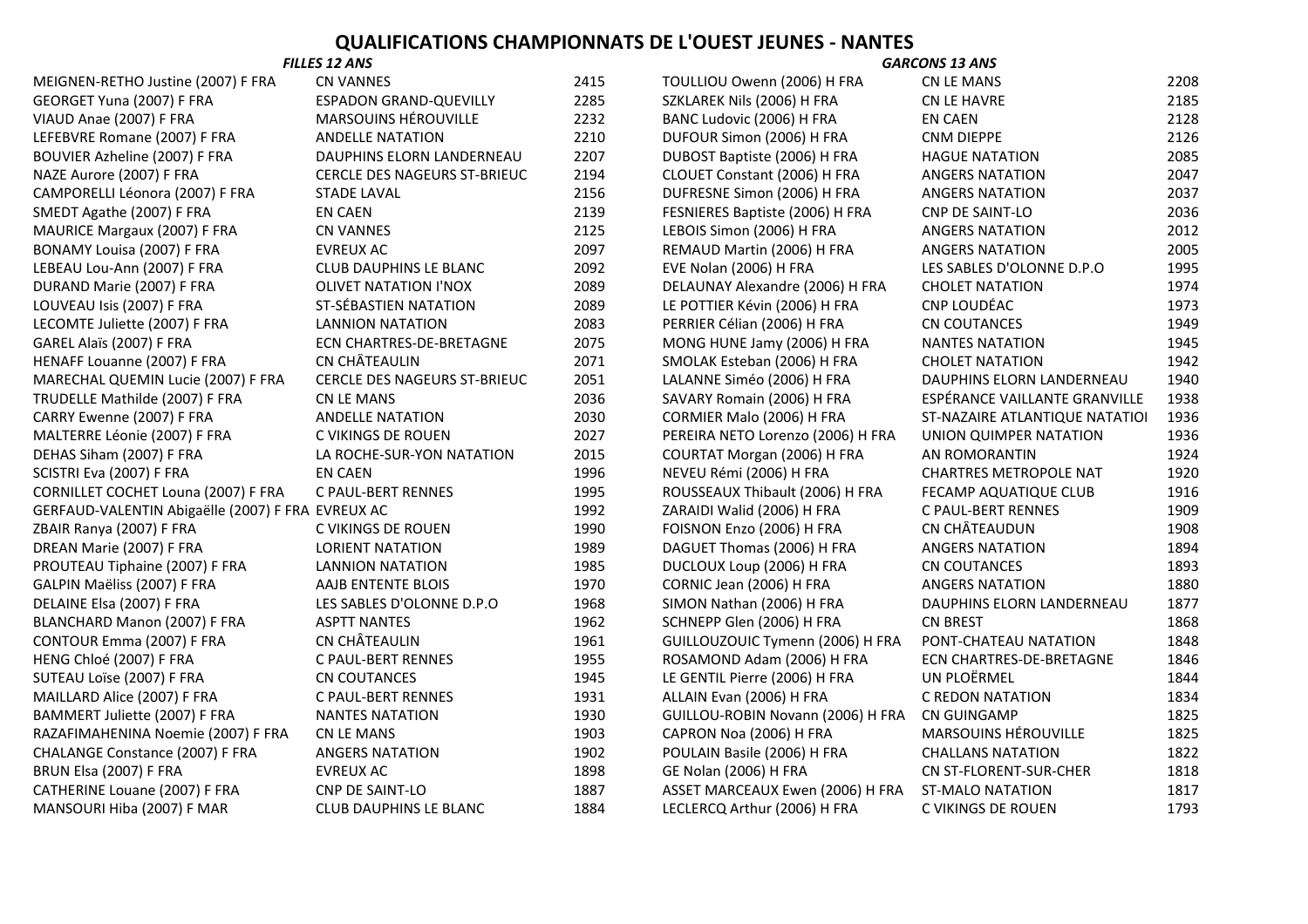# QUALIFICATIONS CHAMPIONNATS DE L'OUEST JEUNES - NANTES

## *FILLES 12 ANS*

| Nom | Club | Points |
|---|---|---|
| MEIGNEN-RETHO Justine (2007) F FRA | CN VANNES | 2415 |
| GEORGET Yuna (2007) F FRA | ESPADON GRAND-QUEVILLY | 2285 |
| VIAUD Anae (2007) F FRA | MARSOUINS HÉROUVILLE | 2232 |
| LEFEBVRE Romane (2007) F FRA | ANDELLE NATATION | 2210 |
| BOUVIER Azheline (2007) F FRA | DAUPHINS ELORN LANDERNEAU | 2207 |
| NAZE Aurore (2007) F FRA | CERCLE DES NAGEURS ST-BRIEUC | 2194 |
| CAMPORELLI Léonora (2007) F FRA | STADE LAVAL | 2156 |
| SMEDT Agathe (2007) F FRA | EN CAEN | 2139 |
| MAURICE Margaux (2007) F FRA | CN VANNES | 2125 |
| BONAMY Louisa (2007) F FRA | EVREUX AC | 2097 |
| LEBEAU Lou-Ann (2007) F FRA | CLUB DAUPHINS LE BLANC | 2092 |
| DURAND Marie (2007) F FRA | OLIVET NATATION I'NOX | 2089 |
| LOUVEAU Isis (2007) F FRA | ST-SÉBASTIEN NATATION | 2089 |
| LECOMTE Juliette (2007) F FRA | LANNION NATATION | 2083 |
| GAREL Alaïs (2007) F FRA | ECN CHARTRES-DE-BRETAGNE | 2075 |
| HENAFF Louanne (2007) F FRA | CN CHÂTEAULIN | 2071 |
| MARECHAL QUEMIN Lucie (2007) F FRA | CERCLE DES NAGEURS ST-BRIEUC | 2051 |
| TRUDELLE Mathilde (2007) F FRA | CN LE MANS | 2036 |
| CARRY Ewenne (2007) F FRA | ANDELLE NATATION | 2030 |
| MALTERRE Léonie (2007) F FRA | C VIKINGS DE ROUEN | 2027 |
| DEHAS Siham (2007) F FRA | LA ROCHE-SUR-YON NATATION | 2015 |
| SCISTRI Eva (2007) F FRA | EN CAEN | 1996 |
| CORNILLET COCHET Louna (2007) F FRA | C PAUL-BERT RENNES | 1995 |
| GERFAUD-VALENTIN Abigaëlle (2007) F FRA | EVREUX AC | 1992 |
| ZBAIR Ranya (2007) F FRA | C VIKINGS DE ROUEN | 1990 |
| DREAN Marie (2007) F FRA | LORIENT NATATION | 1989 |
| PROUTEAU Tiphaine (2007) F FRA | LANNION NATATION | 1985 |
| GALPIN Maëliss (2007) F FRA | AAJB ENTENTE BLOIS | 1970 |
| DELAINE Elsa (2007) F FRA | LES SABLES D'OLONNE D.P.O | 1968 |
| BLANCHARD Manon (2007) F FRA | ASPTT NANTES | 1962 |
| CONTOUR Emma (2007) F FRA | CN CHÂTEAULIN | 1961 |
| HENG Chloé (2007) F FRA | C PAUL-BERT RENNES | 1955 |
| SUTEAU Loïse (2007) F FRA | CN COUTANCES | 1945 |
| MAILLARD Alice (2007) F FRA | C PAUL-BERT RENNES | 1931 |
| BAMMERT Juliette (2007) F FRA | NANTES NATATION | 1930 |
| RAZAFIMAHENINA Noemie (2007) F FRA | CN LE MANS | 1903 |
| CHALANGE Constance (2007) F FRA | ANGERS NATATION | 1902 |
| BRUN Elsa (2007) F FRA | EVREUX AC | 1898 |
| CATHERINE Louane (2007) F FRA | CNP DE SAINT-LO | 1887 |
| MANSOURI Hiba (2007) F MAR | CLUB DAUPHINS LE BLANC | 1884 |

## *GARCONS 13 ANS*

| Nom | Club | Points |
|---|---|---|
| TOULLIOU Owenn (2006) H FRA | CN LE MANS | 2208 |
| SZKLAREK Nils (2006) H FRA | CN LE HAVRE | 2185 |
| BANC Ludovic (2006) H FRA | EN CAEN | 2128 |
| DUFOUR Simon (2006) H FRA | CNM DIEPPE | 2126 |
| DUBOST Baptiste (2006) H FRA | HAGUE NATATION | 2085 |
| CLOUET Constant (2006) H FRA | ANGERS NATATION | 2047 |
| DUFRESNE Simon (2006) H FRA | ANGERS NATATION | 2037 |
| FESNIERES Baptiste (2006) H FRA | CNP DE SAINT-LO | 2036 |
| LEBOIS Simon (2006) H FRA | ANGERS NATATION | 2012 |
| REMAUD Martin (2006) H FRA | ANGERS NATATION | 2005 |
| EVE Nolan (2006) H FRA | LES SABLES D'OLONNE D.P.O | 1995 |
| DELAUNAY Alexandre (2006) H FRA | CHOLET NATATION | 1974 |
| LE POTTIER Kévin (2006) H FRA | CNP LOUDÉAC | 1973 |
| PERRIER Célian (2006) H FRA | CN COUTANCES | 1949 |
| MONG HUNE Jamy (2006) H FRA | NANTES NATATION | 1945 |
| SMOLAK Esteban (2006) H FRA | CHOLET NATATION | 1942 |
| LALANNE Siméo (2006) H FRA | DAUPHINS ELORN LANDERNEAU | 1940 |
| SAVARY Romain (2006) H FRA | ESPÉRANCE VAILLANTE GRANVILLE | 1938 |
| CORMIER Malo (2006) H FRA | ST-NAZAIRE ATLANTIQUE NATATIOI | 1936 |
| PEREIRA NETO Lorenzo (2006) H FRA | UNION QUIMPER NATATION | 1936 |
| COURTAT Morgan (2006) H FRA | AN ROMORANTIN | 1924 |
| NEVEU Rémi (2006) H FRA | CHARTRES METROPOLE NAT | 1920 |
| ROUSSEAUX Thibault (2006) H FRA | FECAMP AQUATIQUE CLUB | 1916 |
| ZARAIDI Walid (2006) H FRA | C PAUL-BERT RENNES | 1909 |
| FOISNON Enzo (2006) H FRA | CN CHÂTEAUDUN | 1908 |
| DAGUET Thomas (2006) H FRA | ANGERS NATATION | 1894 |
| DUCLOUX Loup (2006) H FRA | CN COUTANCES | 1893 |
| CORNIC Jean (2006) H FRA | ANGERS NATATION | 1880 |
| SIMON Nathan (2006) H FRA | DAUPHINS ELORN LANDERNEAU | 1877 |
| SCHNEPP Glen (2006) H FRA | CN BREST | 1868 |
| GUILLOUZOUIC Tymenn (2006) H FRA | PONT-CHATEAU NATATION | 1848 |
| ROSAMOND Adam (2006) H FRA | ECN CHARTRES-DE-BRETAGNE | 1846 |
| LE GENTIL Pierre (2006) H FRA | UN PLOËRMEL | 1844 |
| ALLAIN Evan (2006) H FRA | C REDON NATATION | 1834 |
| GUILLOU-ROBIN Novann (2006) H FRA | CN GUINGAMP | 1825 |
| CAPRON Noa (2006) H FRA | MARSOUINS HÉROUVILLE | 1825 |
| POULAIN Basile (2006) H FRA | CHALLANS NATATION | 1822 |
| GE Nolan (2006) H FRA | CN ST-FLORENT-SUR-CHER | 1818 |
| ASSET MARCEAUX Ewen (2006) H FRA | ST-MALO NATATION | 1817 |
| LECLERCQ Arthur (2006) H FRA | C VIKINGS DE ROUEN | 1793 |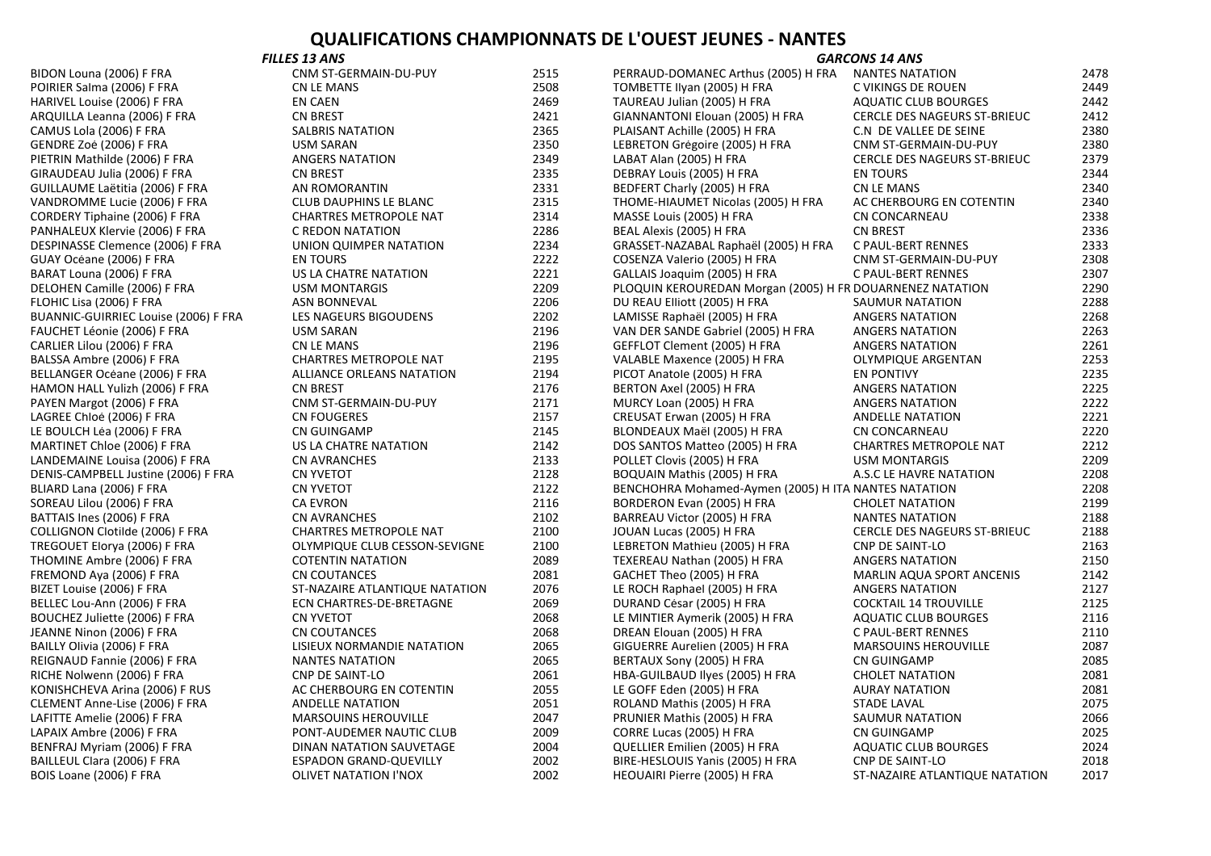# QUALIFICATIONS CHAMPIONNATS DE L'OUEST JEUNES - NANTES

## *FILLES 13 ANS*

| | | |
|---|---|---|
| BIDON Louna (2006) F FRA | CNM ST-GERMAIN-DU-PUY | 2515 |
| POIRIER Salma (2006) F FRA | CN LE MANS | 2508 |
| HARIVEL Louise (2006) F FRA | EN CAEN | 2469 |
| ARQUILLA Leanna (2006) F FRA | CN BREST | 2421 |
| CAMUS Lola (2006) F FRA | SALBRIS NATATION | 2365 |
| GENDRE Zoé (2006) F FRA | USM SARAN | 2350 |
| PIETRIN Mathilde (2006) F FRA | ANGERS NATATION | 2349 |
| GIRAUDEAU Julia (2006) F FRA | CN BREST | 2335 |
| GUILLAUME Laëtitia (2006) F FRA | AN ROMORANTIN | 2331 |
| VANDROMME Lucie (2006) F FRA | CLUB DAUPHINS LE BLANC | 2315 |
| CORDERY Tiphaine (2006) F FRA | CHARTRES METROPOLE NAT | 2314 |
| PANHALEUX Klervie (2006) F FRA | C REDON NATATION | 2286 |
| DESPINASSE Clemence (2006) F FRA | UNION QUIMPER NATATION | 2234 |
| GUAY Océane (2006) F FRA | EN TOURS | 2222 |
| BARAT Louna (2006) F FRA | US LA CHATRE NATATION | 2221 |
| DELOHEN Camille (2006) F FRA | USM MONTARGIS | 2209 |
| FLOHIC Lisa (2006) F FRA | ASN BONNEVAL | 2206 |
| BUANNIC-GUIRRIEC Louise (2006) F FRA | LES NAGEURS BIGOUDENS | 2202 |
| FAUCHET Léonie (2006) F FRA | USM SARAN | 2196 |
| CARLIER Lilou (2006) F FRA | CN LE MANS | 2196 |
| BALSSA Ambre (2006) F FRA | CHARTRES METROPOLE NAT | 2195 |
| BELLANGER Océane (2006) F FRA | ALLIANCE ORLEANS NATATION | 2194 |
| HAMON HALL Yulizh (2006) F FRA | CN BREST | 2176 |
| PAYEN Margot (2006) F FRA | CNM ST-GERMAIN-DU-PUY | 2171 |
| LAGREE Chloé (2006) F FRA | CN FOUGERES | 2157 |
| LE BOULCH Léa (2006) F FRA | CN GUINGAMP | 2145 |
| MARTINET Chloe (2006) F FRA | US LA CHATRE NATATION | 2142 |
| LANDEMAINE Louisa (2006) F FRA | CN AVRANCHES | 2133 |
| DENIS-CAMPBELL Justine (2006) F FRA | CN YVETOT | 2128 |
| BLIARD Lana (2006) F FRA | CN YVETOT | 2122 |
| SOREAU Lilou (2006) F FRA | CA EVRON | 2116 |
| BATTAIS Ines (2006) F FRA | CN AVRANCHES | 2102 |
| COLLIGNON Clotilde (2006) F FRA | CHARTRES METROPOLE NAT | 2100 |
| TREGOUET Elorya (2006) F FRA | OLYMPIQUE CLUB CESSON-SEVIGNE | 2100 |
| THOMINE Ambre (2006) F FRA | COTENTIN NATATION | 2089 |
| FREMOND Aya (2006) F FRA | CN COUTANCES | 2081 |
| BIZET Louise (2006) F FRA | ST-NAZAIRE ATLANTIQUE NATATION | 2076 |
| BELLEC Lou-Ann (2006) F FRA | ECN CHARTRES-DE-BRETAGNE | 2069 |
| BOUCHEZ Juliette (2006) F FRA | CN YVETOT | 2068 |
| JEANNE Ninon (2006) F FRA | CN COUTANCES | 2068 |
| BAILLY Olivia (2006) F FRA | LISIEUX NORMANDIE NATATION | 2065 |
| REIGNAUD Fannie (2006) F FRA | NANTES NATATION | 2065 |
| RICHE Nolwenn (2006) F FRA | CNP DE SAINT-LO | 2061 |
| KONISHCHEVA Arina (2006) F RUS | AC CHERBOURG EN COTENTIN | 2055 |
| CLEMENT Anne-Lise (2006) F FRA | ANDELLE NATATION | 2051 |
| LAFITTE Amelie (2006) F FRA | MARSOUINS HEROUVILLE | 2047 |
| LAPAIX Ambre (2006) F FRA | PONT-AUDEMER NAUTIC CLUB | 2009 |
| BENFRAJ Myriam (2006) F FRA | DINAN NATATION SAUVETAGE | 2004 |
| BAILLEUL Clara (2006) F FRA | ESPADON GRAND-QUEVILLY | 2002 |
| BOIS Loane (2006) F FRA | OLIVET NATATION I'NOX | 2002 |

## *GARCONS 14 ANS*

| | | |
|---|---|---|
| PERRAUD-DOMANEC Arthus (2005) H FRA | NANTES NATATION | 2478 |
| TOMBETTE Ilyan (2005) H FRA | C VIKINGS DE ROUEN | 2449 |
| TAUREAU Julian (2005) H FRA | AQUATIC CLUB BOURGES | 2442 |
| GIANNANTONI Elouan (2005) H FRA | CERCLE DES NAGEURS ST-BRIEUC | 2412 |
| PLAISANT Achille (2005) H FRA | C.N DE VALLEE DE SEINE | 2380 |
| LEBRETON Grégoire (2005) H FRA | CNM ST-GERMAIN-DU-PUY | 2380 |
| LABAT Alan (2005) H FRA | CERCLE DES NAGEURS ST-BRIEUC | 2379 |
| DEBRAY Louis (2005) H FRA | EN TOURS | 2344 |
| BEDFERT Charly (2005) H FRA | CN LE MANS | 2340 |
| THOME-HIAUMET Nicolas (2005) H FRA | AC CHERBOURG EN COTENTIN | 2340 |
| MASSE Louis (2005) H FRA | CN CONCARNEAU | 2338 |
| BEAL Alexis (2005) H FRA | CN BREST | 2336 |
| GRASSET-NAZABAL Raphaël (2005) H FRA | C PAUL-BERT RENNES | 2333 |
| COSENZA Valerio (2005) H FRA | CNM ST-GERMAIN-DU-PUY | 2308 |
| GALLAIS Joaquim (2005) H FRA | C PAUL-BERT RENNES | 2307 |
| PLOQUIN KEROUREDAN Morgan (2005) H FR | DOUARNENEZ NATATION | 2290 |
| DU REAU Elliott (2005) H FRA | SAUMUR NATATION | 2288 |
| LAMISSE Raphaël (2005) H FRA | ANGERS NATATION | 2268 |
| VAN DER SANDE Gabriel (2005) H FRA | ANGERS NATATION | 2263 |
| GEFFLOT Clement (2005) H FRA | ANGERS NATATION | 2261 |
| VALABLE Maxence (2005) H FRA | OLYMPIQUE ARGENTAN | 2253 |
| PICOT Anatole (2005) H FRA | EN PONTIVY | 2235 |
| BERTON Axel (2005) H FRA | ANGERS NATATION | 2225 |
| MURCY Loan (2005) H FRA | ANGERS NATATION | 2222 |
| CREUSAT Erwan (2005) H FRA | ANDELLE NATATION | 2221 |
| BLONDEAUX Maël (2005) H FRA | CN CONCARNEAU | 2220 |
| DOS SANTOS Matteo (2005) H FRA | CHARTRES METROPOLE NAT | 2212 |
| POLLET Clovis (2005) H FRA | USM MONTARGIS | 2209 |
| BOQUAIN Mathis (2005) H FRA | A.S.C LE HAVRE NATATION | 2208 |
| BENCHOHRA Mohamed-Aymen (2005) H ITA | NANTES NATATION | 2208 |
| BORDERON Evan (2005) H FRA | CHOLET NATATION | 2199 |
| BARREAU Victor (2005) H FRA | NANTES NATATION | 2188 |
| JOUAN Lucas (2005) H FRA | CERCLE DES NAGEURS ST-BRIEUC | 2188 |
| LEBRETON Mathieu (2005) H FRA | CNP DE SAINT-LO | 2163 |
| TEXEREAU Nathan (2005) H FRA | ANGERS NATATION | 2150 |
| GACHET Theo (2005) H FRA | MARLIN AQUA SPORT ANCENIS | 2142 |
| LE ROCH Raphael (2005) H FRA | ANGERS NATATION | 2127 |
| DURAND César (2005) H FRA | COCKTAIL 14 TROUVILLE | 2125 |
| LE MINTIER Aymerik (2005) H FRA | AQUATIC CLUB BOURGES | 2116 |
| DREAN Elouan (2005) H FRA | C PAUL-BERT RENNES | 2110 |
| GIGUERRE Aurelien (2005) H FRA | MARSOUINS HEROUVILLE | 2087 |
| BERTAUX Sony (2005) H FRA | CN GUINGAMP | 2085 |
| HBA-GUILBAUD Ilyes (2005) H FRA | CHOLET NATATION | 2081 |
| LE GOFF Eden (2005) H FRA | AURAY NATATION | 2081 |
| ROLAND Mathis (2005) H FRA | STADE LAVAL | 2075 |
| PRUNIER Mathis (2005) H FRA | SAUMUR NATATION | 2066 |
| CORRE Lucas (2005) H FRA | CN GUINGAMP | 2025 |
| QUELLIER Emilien (2005) H FRA | AQUATIC CLUB BOURGES | 2024 |
| BIRE-HESLOUIS Yanis (2005) H FRA | CNP DE SAINT-LO | 2018 |
| HEOUAIRI Pierre (2005) H FRA | ST-NAZAIRE ATLANTIQUE NATATION | 2017 |